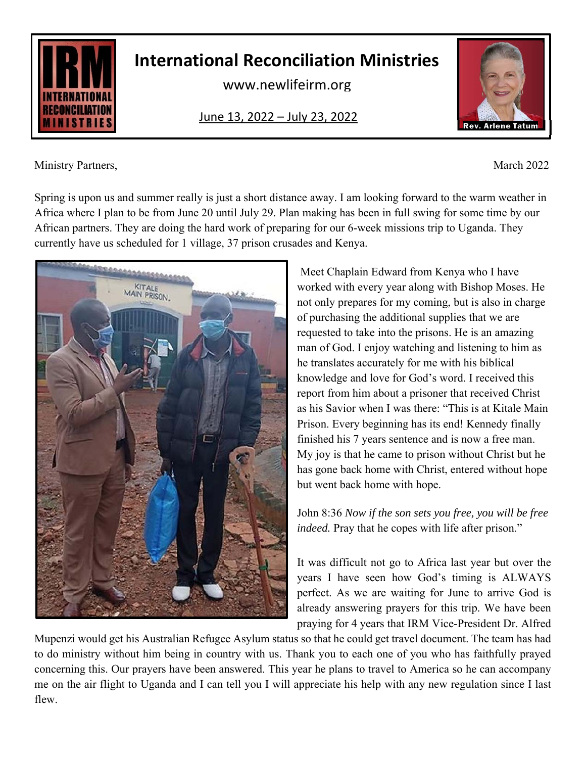# International Reconciliation Ministries

www.newlifeirm.org

June 13, 2022 – July 23, 2022

Rev. Arlene Tatum

Ministry Partners,

March 2022

Spring is upon us and summer really is just a short distance away. I am looking forward to the warm weather in Africa where I plan to be from June 20 until July 29. Plan making has been in full swing for some time by our African partners. They are doing the hard work of preparing for our 6-week missions trip to Uganda. They currently have us scheduled for 1 village, 37 prison crusades and Kenya.

Meet Chaplain Edward from Kenya who I have worked with every year along with Bishop Moses. He not only prepares for my coming, but is also in charge of purchasing the additional supplies that we are requested to take into the prisons. He is an amazing man of God. I enjoy watching and listening to him as he translates accurately for me with his biblical knowledge and love for God's word. I received this report from him about a prisoner that received Christ as his Savior when I was there: "This is at Kitale Main Prison. Every beginning has its end! Kennedy finally finished his 7 years sentence and is now a free man. My joy is that he came to prison without Christ but he has gone back home with Christ, entered without hope but went back home with hope.

John 8:36 *Now if the son sets you free, you will be free indeed.* Pray that he copes with life after prison."

It was difficult not go to Africa last year but over the years I have seen how God's timing is ALWAYS perfect. As we are waiting for June to arrive God is already answering prayers for this trip. We have been praying for 4 years that IRM Vice-President Dr. Alfred Mupenzi would get his Australian Refugee Asylum status so that he could get travel document. The team has had to do ministry without him being in country with us. Thank you to each one of you who has faithfully prayed concerning this. Our prayers have been answered. This year he plans to travel to America so he can accompany me on the air flight to Uganda and I can tell you I will appreciate his help with any new regulation since I last flew.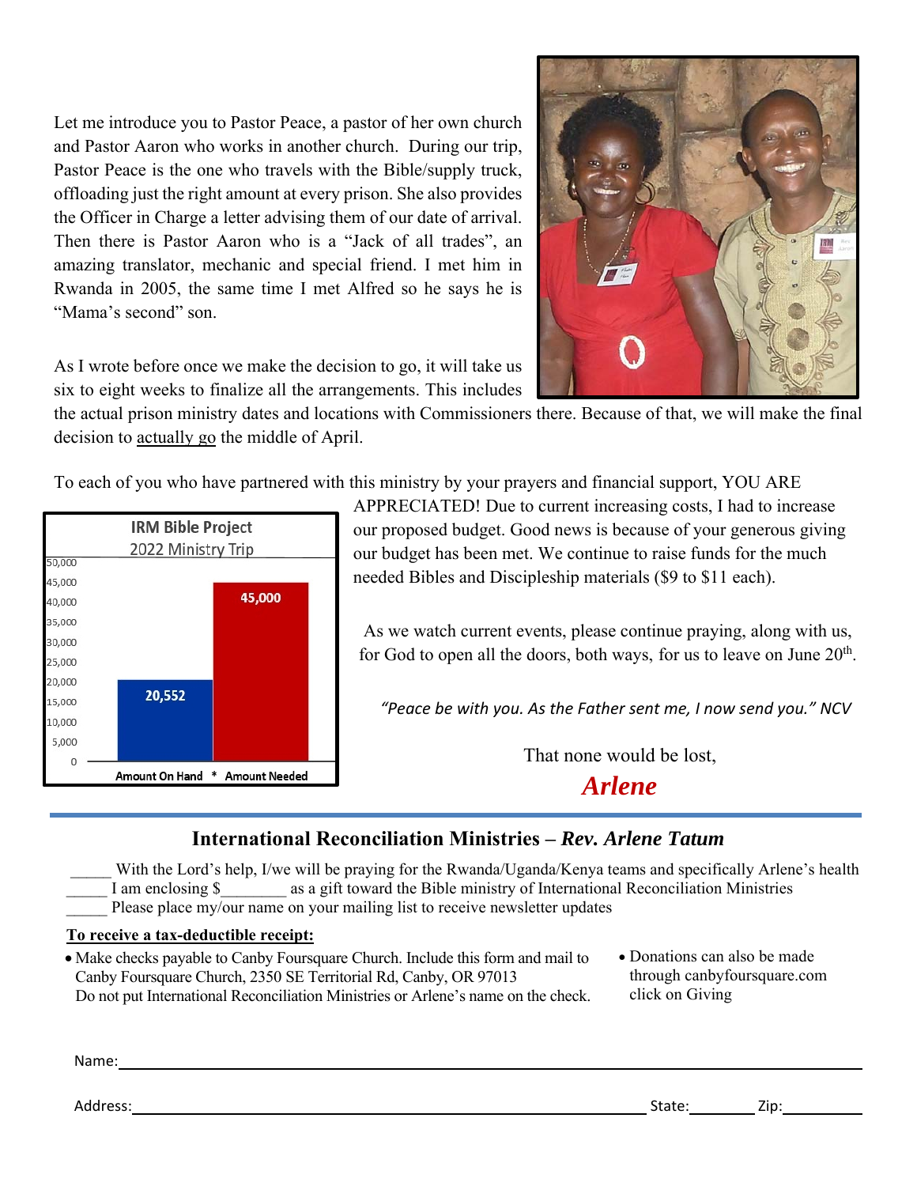Let me introduce you to Pastor Peace, a pastor of her own church and Pastor Aaron who works in another church. During our trip, Pastor Peace is the one who travels with the Bible/supply truck, offloading just the right amount at every prison. She also provides the Officer in Charge a letter advising them of our date of arrival. Then there is Pastor Aaron who is a "Jack of all trades", an amazing translator, mechanic and special friend. I met him in Rwanda in 2005, the same time I met Alfred so he says he is "Mama's second" son.

As I wrote before once we make the decision to go, it will take us six to eight weeks to finalize all the arrangements. This includes the actual prison ministry dates and locations with Commissioners there. Because of that, we will make the final decision to actually go the middle of April.

To each of you who have partnered with this ministry by your prayers and financial support, YOU ARE APPRECIATED! Due to current increasing costs, I had to increase our proposed budget. Good news is because of your generous giving our budget has been met. We continue to raise funds for the much needed Bibles and Discipleship materials ($9 to $11 each).

IRM Bible Project
2022 Ministry Trip
50,000
45,000
40,000
35,000
30,000
25,000
20,000
15,000
10,000
5,000
0
20,552
45,000
Amount On Hand * Amount Needed

As we watch current events, please continue praying, along with us, for God to open all the doors, both ways, for us to leave on June 20th.

*"Peace be with you. As the Father sent me, I now send you." NCV*

That none would be lost,

***Arlene***

---

## International Reconciliation Ministries – *Rev. Arlene Tatum*

_____ With the Lord's help, I/we will be praying for the Rwanda/Uganda/Kenya teams and specifically Arlene's health
_____ I am enclosing $________ as a gift toward the Bible ministry of International Reconciliation Ministries
_____ Please place my/our name on your mailing list to receive newsletter updates

**To receive a tax-deductible receipt:**

- Make checks payable to Canby Foursquare Church. Include this form and mail to Canby Foursquare Church, 2350 SE Territorial Rd, Canby, OR 97013
  Do not put International Reconciliation Ministries or Arlene's name on the check.
- Donations can also be made through canbyfoursquare.com click on Giving

Name:_______________________________________________

Address:_____________________________ State:________ Zip:__________